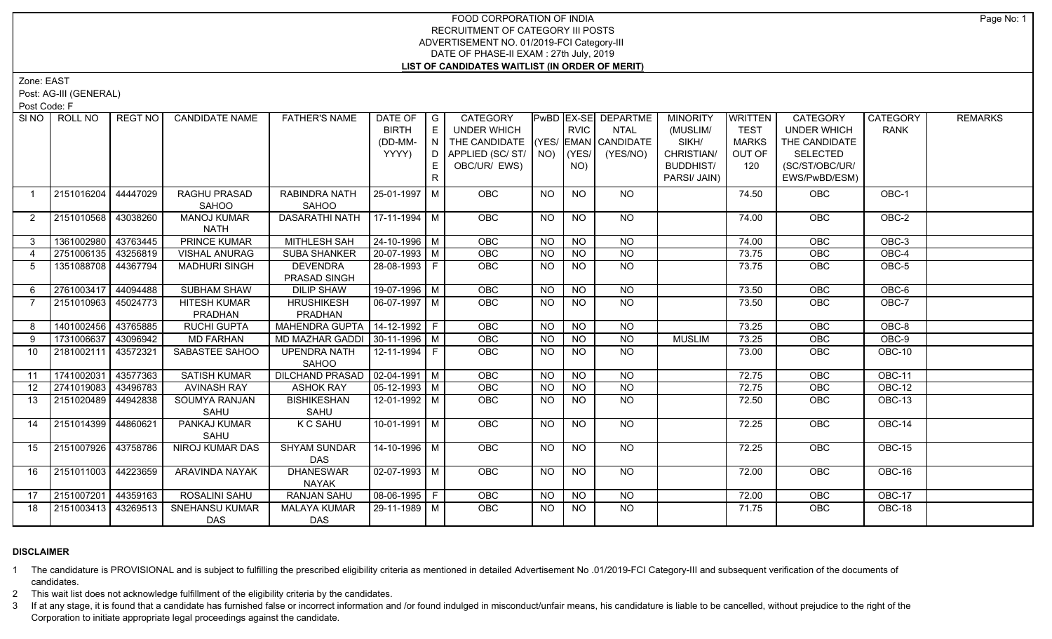# FOOD CORPORATION OF INDIA
## RECRUITMENT OF CATEGORY III POSTS
## ADVERTISEMENT NO. 01/2019-FCI Category-III
## DATE OF PHASE-II EXAM : 27th July, 2019
## LIST OF CANDIDATES WAITLIST (IN ORDER OF MERIT)

Zone: EAST

Post: AG-III (GENERAL)

Post Code: F

| Sl NO | ROLL NO | REGT NO | CANDIDATE NAME | FATHER'S NAME | DATE OF BIRTH (DD-MM-YYYY) | GENDER | CATEGORY UNDER WHICH THE CANDIDATE APPLIED (SC/ ST/ OBC/UR/ EWS) | PwBD (YES/ NO) | EX-SERVICEMAN (YES/ NO) | DEPARTMENTAL CANDIDATE (YES/NO) | MINORITY (MUSLIM/ SIKH/ CHRISTIAN/ BUDDHIST/ PARSI/ JAIN) | WRITTEN TEST MARKS OUT OF 120 | CATEGORY UNDER WHICH THE CANDIDATE SELECTED (SC/ST/OBC/UR/ EWS/PwBD/ESM) | CATEGORY RANK | REMARKS |
|---|---|---|---|---|---|---|---|---|---|---|---|---|---|---|---|
| 1 | 2151016204 | 44447029 | RAGHU PRASAD SAHOO | RABINDRA NATH SAHOO | 25-01-1997 | M | OBC | NO | NO | NO | | 74.50 | OBC | OBC-1 | |
| 2 | 2151010568 | 43038260 | MANOJ KUMAR NATH | DASARATHI NATH | 17-11-1994 | M | OBC | NO | NO | NO | | 74.00 | OBC | OBC-2 | |
| 3 | 1361002980 | 43763445 | PRINCE KUMAR | MITHLESH SAH | 24-10-1996 | M | OBC | NO | NO | NO | | 74.00 | OBC | OBC-3 | |
| 4 | 2751006135 | 43256819 | VISHAL ANURAG | SUBA SHANKER | 20-07-1993 | M | OBC | NO | NO | NO | | 73.75 | OBC | OBC-4 | |
| 5 | 1351088708 | 44367794 | MADHURI SINGH | DEVENDRA PRASAD SINGH | 28-08-1993 | F | OBC | NO | NO | NO | | 73.75 | OBC | OBC-5 | |
| 6 | 2761003417 | 44094488 | SUBHAM SHAW | DILIP SHAW | 19-07-1996 | M | OBC | NO | NO | NO | | 73.50 | OBC | OBC-6 | |
| 7 | 2151010963 | 45024773 | HITESH KUMAR PRADHAN | HRUSHIKESH PRADHAN | 06-07-1997 | M | OBC | NO | NO | NO | | 73.50 | OBC | OBC-7 | |
| 8 | 1401002456 | 43765885 | RUCHI GUPTA | MAHENDRA GUPTA | 14-12-1992 | F | OBC | NO | NO | NO | | 73.25 | OBC | OBC-8 | |
| 9 | 1731006637 | 43096942 | MD FARHAN | MD MAZHAR GADDI | 30-11-1996 | M | OBC | NO | NO | NO | MUSLIM | 73.25 | OBC | OBC-9 | |
| 10 | 2181002111 | 43572321 | SABASTEE SAHOO | UPENDRA NATH SAHOO | 12-11-1994 | F | OBC | NO | NO | NO | | 73.00 | OBC | OBC-10 | |
| 11 | 1741002031 | 43577363 | SATISH KUMAR | DILCHAND PRASAD | 02-04-1991 | M | OBC | NO | NO | NO | | 72.75 | OBC | OBC-11 | |
| 12 | 2741019083 | 43496783 | AVINASH RAY | ASHOK RAY | 05-12-1993 | M | OBC | NO | NO | NO | | 72.75 | OBC | OBC-12 | |
| 13 | 2151020489 | 44942838 | SOUMYA RANJAN SAHU | BISHIKESHAN SAHU | 12-01-1992 | M | OBC | NO | NO | NO | | 72.50 | OBC | OBC-13 | |
| 14 | 2151014399 | 44860621 | PANKAJ KUMAR SAHU | K C SAHU | 10-01-1991 | M | OBC | NO | NO | NO | | 72.25 | OBC | OBC-14 | |
| 15 | 2151007926 | 43758786 | NIROJ KUMAR DAS | SHYAM SUNDAR DAS | 14-10-1996 | M | OBC | NO | NO | NO | | 72.25 | OBC | OBC-15 | |
| 16 | 2151011003 | 44223659 | ARAVINDA NAYAK | DHANESWAR NAYAK | 02-07-1993 | M | OBC | NO | NO | NO | | 72.00 | OBC | OBC-16 | |
| 17 | 2151007201 | 44359163 | ROSALINI SAHU | RANJAN SAHU | 08-06-1995 | F | OBC | NO | NO | NO | | 72.00 | OBC | OBC-17 | |
| 18 | 2151003413 | 43269513 | SNEHANSU KUMAR DAS | MALAYA KUMAR DAS | 29-11-1989 | M | OBC | NO | NO | NO | | 71.75 | OBC | OBC-18 | |

**DISCLAIMER**

1 The candidature is PROVISIONAL and is subject to fulfilling the prescribed eligibility criteria as mentioned in detailed Advertisement No .01/2019-FCI Category-III and subsequent verification of the documents of candidates.

2 This wait list does not acknowledge fulfillment of the eligibility criteria by the candidates.

3 If at any stage, it is found that a candidate has furnished false or incorrect information and /or found indulged in misconduct/unfair means, his candidature is liable to be cancelled, without prejudice to the right of the Corporation to initiate appropriate legal proceedings against the candidate.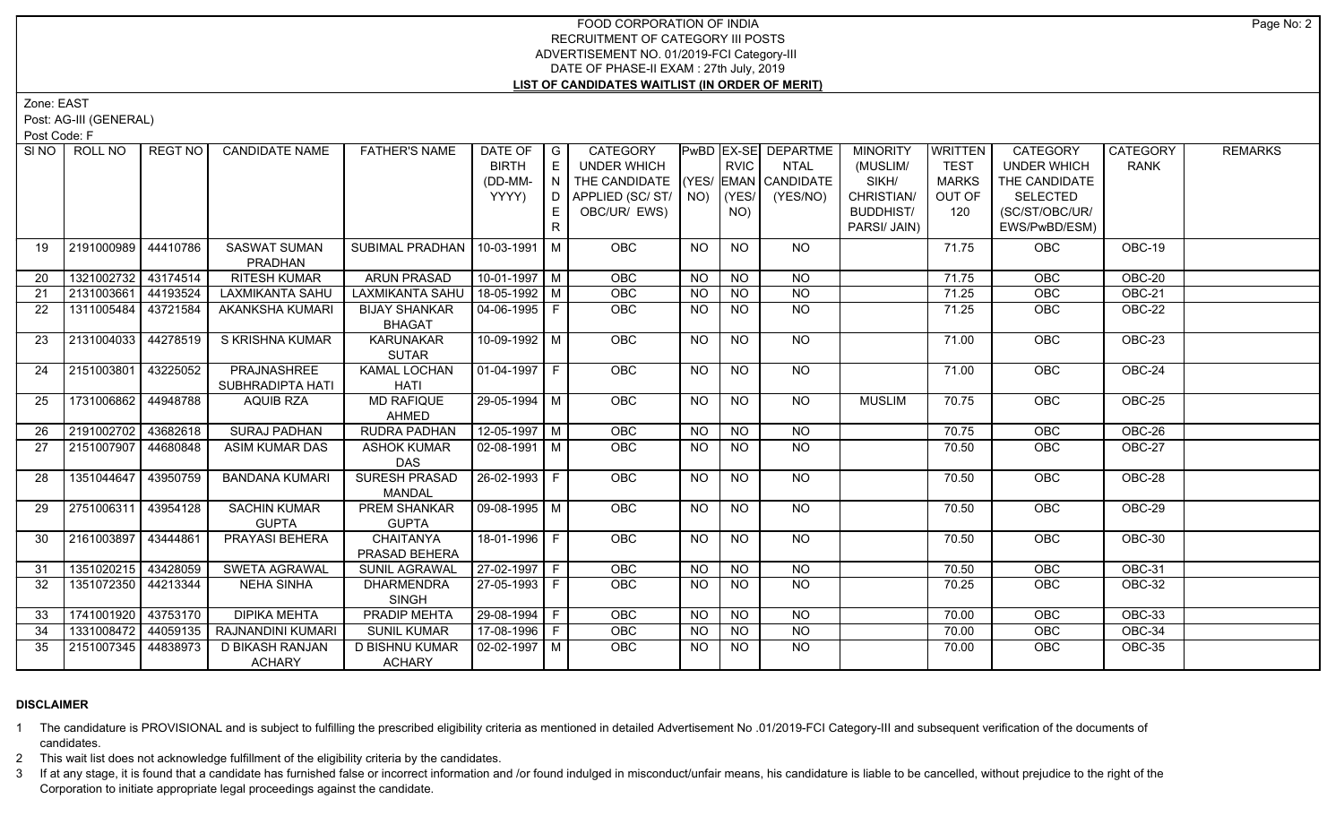# FOOD CORPORATION OF INDIA
## RECRUITMENT OF CATEGORY III POSTS
## ADVERTISEMENT NO. 01/2019-FCI Category-III
## DATE OF PHASE-II EXAM : 27th July, 2019
## LIST OF CANDIDATES WAITLIST (IN ORDER OF MERIT)

Zone: EAST

Post: AG-III (GENERAL)

Post Code: F

| Sl NO | ROLL NO | REGT NO | CANDIDATE NAME | FATHER'S NAME | DATE OF BIRTH (DD-MM-YYYY) | GENDER | CATEGORY UNDER WHICH THE CANDIDATE APPLIED (SC/ ST/ OBC/UR/ EWS) | PwBD (YES/ NO) | EX-SERVICEMAN (YES/ NO) | DEPARTMENTAL CANDIDATE (YES/NO) | MINORITY (MUSLIM/ SIKH/ CHRISTIAN/ BUDDHIST/ PARSI/ JAIN) | WRITTEN TEST MARKS OUT OF 120 | CATEGORY UNDER WHICH THE CANDIDATE SELECTED (SC/ST/OBC/UR/ EWS/PwBD/ESM) | CATEGORY RANK | REMARKS |
|---|---|---|---|---|---|---|---|---|---|---|---|---|---|---|---|
| 19 | 2191000989 | 44410786 | SASWAT SUMAN PRADHAN | SUBIMAL PRADHAN | 10-03-1991 | M | OBC | NO | NO | NO | | 71.75 | OBC | OBC-19 | |
| 20 | 1321002732 | 43174514 | RITESH KUMAR | ARUN PRASAD | 10-01-1997 | M | OBC | NO | NO | NO | | 71.75 | OBC | OBC-20 | |
| 21 | 2131003661 | 44193524 | LAXMIKANTA SAHU | LAXMIKANTA SAHU | 18-05-1992 | M | OBC | NO | NO | NO | | 71.25 | OBC | OBC-21 | |
| 22 | 1311005484 | 43721584 | AKANKSHA KUMARI | BIJAY SHANKAR BHAGAT | 04-06-1995 | F | OBC | NO | NO | NO | | 71.25 | OBC | OBC-22 | |
| 23 | 2131004033 | 44278519 | S KRISHNA KUMAR | KARUNAKAR SUTAR | 10-09-1992 | M | OBC | NO | NO | NO | | 71.00 | OBC | OBC-23 | |
| 24 | 2151003801 | 43225052 | PRAJNASHREE SUBHRADIPTA HATI | KAMAL LOCHAN HATI | 01-04-1997 | F | OBC | NO | NO | NO | | 71.00 | OBC | OBC-24 | |
| 25 | 1731006862 | 44948788 | AQUIB RZA | MD RAFIQUE AHMED | 29-05-1994 | M | OBC | NO | NO | NO | MUSLIM | 70.75 | OBC | OBC-25 | |
| 26 | 2191002702 | 43682618 | SURAJ PADHAN | RUDRA PADHAN | 12-05-1997 | M | OBC | NO | NO | NO | | 70.75 | OBC | OBC-26 | |
| 27 | 2151007907 | 44680848 | ASIM KUMAR DAS | ASHOK KUMAR DAS | 02-08-1991 | M | OBC | NO | NO | NO | | 70.50 | OBC | OBC-27 | |
| 28 | 1351044647 | 43950759 | BANDANA KUMARI | SURESH PRASAD MANDAL | 26-02-1993 | F | OBC | NO | NO | NO | | 70.50 | OBC | OBC-28 | |
| 29 | 2751006311 | 43954128 | SACHIN KUMAR GUPTA | PREM SHANKAR GUPTA | 09-08-1995 | M | OBC | NO | NO | NO | | 70.50 | OBC | OBC-29 | |
| 30 | 2161003897 | 43444861 | PRAYASI BEHERA | CHAITANYA PRASAD BEHERA | 18-01-1996 | F | OBC | NO | NO | NO | | 70.50 | OBC | OBC-30 | |
| 31 | 1351020215 | 43428059 | SWETA AGRAWAL | SUNIL AGRAWAL | 27-02-1997 | F | OBC | NO | NO | NO | | 70.50 | OBC | OBC-31 | |
| 32 | 1351072350 | 44213344 | NEHA SINHA | DHARMENDRA SINGH | 27-05-1993 | F | OBC | NO | NO | NO | | 70.25 | OBC | OBC-32 | |
| 33 | 1741001920 | 43753170 | DIPIKA MEHTA | PRADIP MEHTA | 29-08-1994 | F | OBC | NO | NO | NO | | 70.00 | OBC | OBC-33 | |
| 34 | 1331008472 | 44059135 | RAJNANDINI KUMARI | SUNIL KUMAR | 17-08-1996 | F | OBC | NO | NO | NO | | 70.00 | OBC | OBC-34 | |
| 35 | 2151007345 | 44838973 | D BIKASH RANJAN ACHARY | D BISHNU KUMAR ACHARY | 02-02-1997 | M | OBC | NO | NO | NO | | 70.00 | OBC | OBC-35 | |

## DISCLAIMER

1. The candidature is PROVISIONAL and is subject to fulfilling the prescribed eligibility criteria as mentioned in detailed Advertisement No .01/2019-FCI Category-III and subsequent verification of the documents of candidates.
2. This wait list does not acknowledge fulfillment of the eligibility criteria by the candidates.
3. If at any stage, it is found that a candidate has furnished false or incorrect information and /or found indulged in misconduct/unfair means, his candidature is liable to be cancelled, without prejudice to the right of the Corporation to initiate appropriate legal proceedings against the candidate.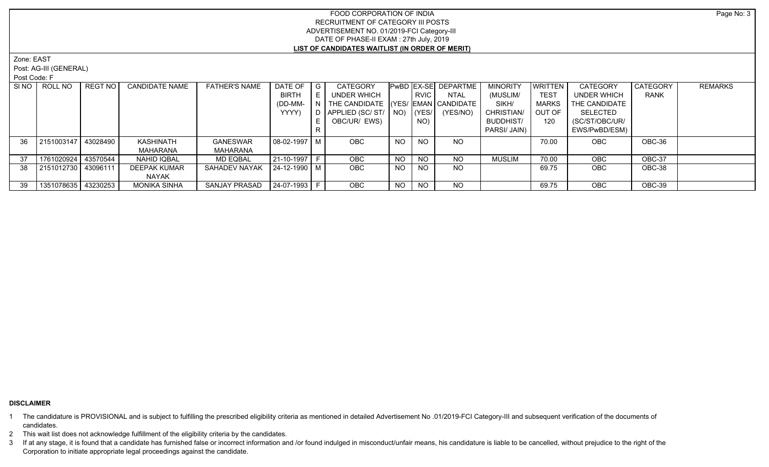FOOD CORPORATION OF INDIA
RECRUITMENT OF CATEGORY III POSTS
ADVERTISEMENT NO. 01/2019-FCI Category-III
DATE OF PHASE-II EXAM : 27th July, 2019

**LIST OF CANDIDATES WAITLIST (IN ORDER OF MERIT)**

Zone: EAST

Post: AG-III (GENERAL)

Post Code: F

| SI NO | ROLL NO | REGT NO | CANDIDATE NAME | FATHER'S NAME | DATE OF BIRTH (DD-MM-YYYY) | GENDER | CATEGORY UNDER WHICH THE CANDIDATE APPLIED (SC/ ST/ OBC/UR/ EWS) | PwBD (YES/ NO) | EX-SERVICEMAN (YES/ NO) | DEPARTMENTAL CANDIDATE (YES/NO) | MINORITY (MUSLIM/ SIKH/ CHRISTIAN/ BUDDHIST/ PARSI/ JAIN) | WRITTEN TEST MARKS OUT OF 120 | CATEGORY UNDER WHICH THE CANDIDATE SELECTED (SC/ST/OBC/UR/ EWS/PwBD/ESM) | CATEGORY RANK | REMARKS |
|---|---|---|---|---|---|---|---|---|---|---|---|---|---|---|---|
| 36 | 2151003147 | 43028490 | KASHINATH MAHARANA | GANESWAR MAHARANA | 08-02-1997 | M | OBC | NO | NO | NO | | 70.00 | OBC | OBC-36 | |
| 37 | 1761020924 | 43570544 | NAHID IQBAL | MD EQBAL | 21-10-1997 | F | OBC | NO | NO | NO | MUSLIM | 70.00 | OBC | OBC-37 | |
| 38 | 2151012730 | 43096111 | DEEPAK KUMAR NAYAK | SAHADEV NAYAK | 24-12-1990 | M | OBC | NO | NO | NO | | 69.75 | OBC | OBC-38 | |
| 39 | 1351078635 | 43230253 | MONIKA SINHA | SANJAY PRASAD | 24-07-1993 | F | OBC | NO | NO | NO | | 69.75 | OBC | OBC-39 | |

**DISCLAIMER**

1. The candidature is PROVISIONAL and is subject to fulfilling the prescribed eligibility criteria as mentioned in detailed Advertisement No .01/2019-FCI Category-III and subsequent verification of the documents of candidates.
2. This wait list does not acknowledge fulfillment of the eligibility criteria by the candidates.
3. If at any stage, it is found that a candidate has furnished false or incorrect information and /or found indulged in misconduct/unfair means, his candidature is liable to be cancelled, without prejudice to the right of the Corporation to initiate appropriate legal proceedings against the candidate.